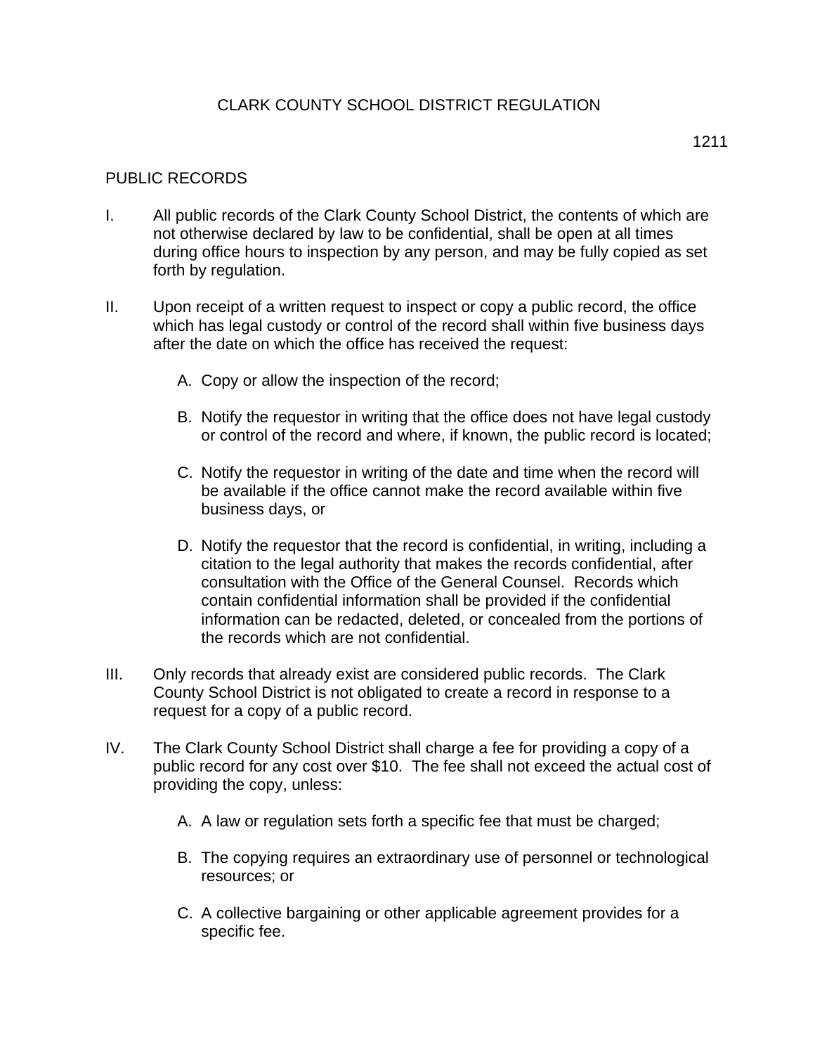# CLARK COUNTY SCHOOL DISTRICT REGULATION

1211

## PUBLIC RECORDS

I. All public records of the Clark County School District, the contents of which are not otherwise declared by law to be confidential, shall be open at all times during office hours to inspection by any person, and may be fully copied as set forth by regulation.

II. Upon receipt of a written request to inspect or copy a public record, the office which has legal custody or control of the record shall within five business days after the date on which the office has received the request:

   A. Copy or allow the inspection of the record;

   B. Notify the requestor in writing that the office does not have legal custody or control of the record and where, if known, the public record is located;

   C. Notify the requestor in writing of the date and time when the record will be available if the office cannot make the record available within five business days, or

   D. Notify the requestor that the record is confidential, in writing, including a citation to the legal authority that makes the records confidential, after consultation with the Office of the General Counsel. Records which contain confidential information shall be provided if the confidential information can be redacted, deleted, or concealed from the portions of the records which are not confidential.

III. Only records that already exist are considered public records. The Clark County School District is not obligated to create a record in response to a request for a copy of a public record.

IV. The Clark County School District shall charge a fee for providing a copy of a public record for any cost over $10. The fee shall not exceed the actual cost of providing the copy, unless:

   A. A law or regulation sets forth a specific fee that must be charged;

   B. The copying requires an extraordinary use of personnel or technological resources; or

   C. A collective bargaining or other applicable agreement provides for a specific fee.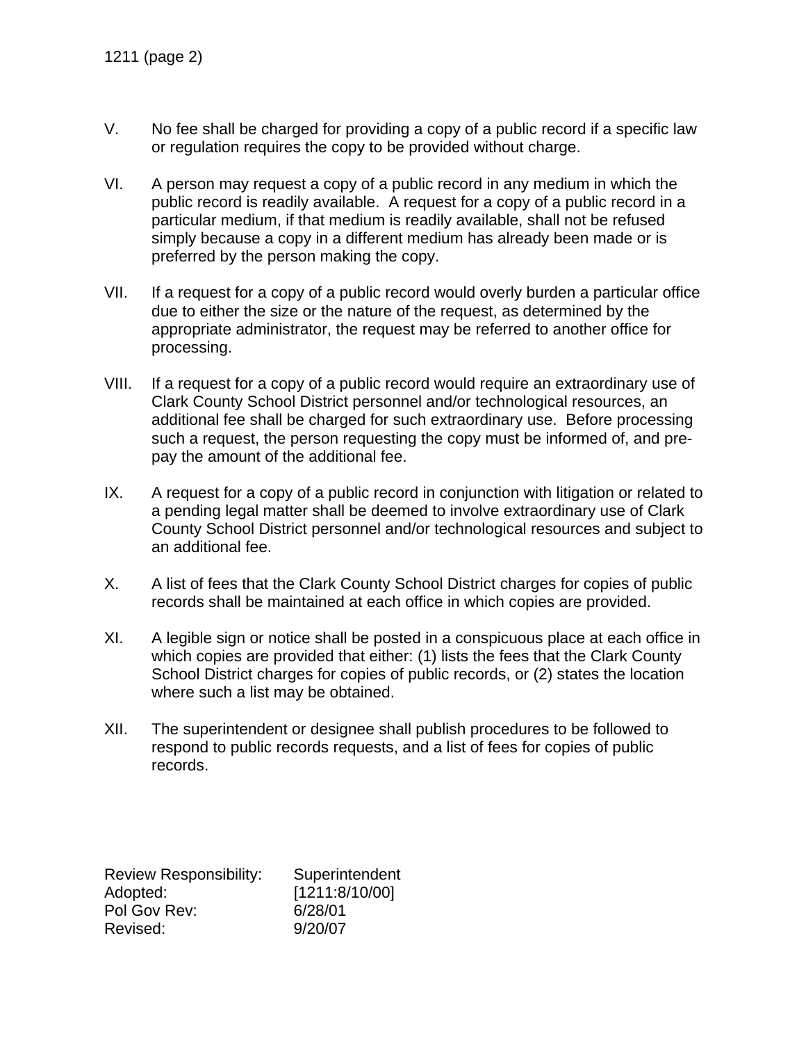V. No fee shall be charged for providing a copy of a public record if a specific law or regulation requires the copy to be provided without charge.

VI. A person may request a copy of a public record in any medium in which the public record is readily available. A request for a copy of a public record in a particular medium, if that medium is readily available, shall not be refused simply because a copy in a different medium has already been made or is preferred by the person making the copy.

VII. If a request for a copy of a public record would overly burden a particular office due to either the size or the nature of the request, as determined by the appropriate administrator, the request may be referred to another office for processing.

VIII. If a request for a copy of a public record would require an extraordinary use of Clark County School District personnel and/or technological resources, an additional fee shall be charged for such extraordinary use. Before processing such a request, the person requesting the copy must be informed of, and pre-pay the amount of the additional fee.

IX. A request for a copy of a public record in conjunction with litigation or related to a pending legal matter shall be deemed to involve extraordinary use of Clark County School District personnel and/or technological resources and subject to an additional fee.

X. A list of fees that the Clark County School District charges for copies of public records shall be maintained at each office in which copies are provided.

XI. A legible sign or notice shall be posted in a conspicuous place at each office in which copies are provided that either: (1) lists the fees that the Clark County School District charges for copies of public records, or (2) states the location where such a list may be obtained.

XII. The superintendent or designee shall publish procedures to be followed to respond to public records requests, and a list of fees for copies of public records.

| | |
|---|---|
| Review Responsibility: | Superintendent |
| Adopted: | [1211:8/10/00] |
| Pol Gov Rev: | 6/28/01 |
| Revised: | 9/20/07 |